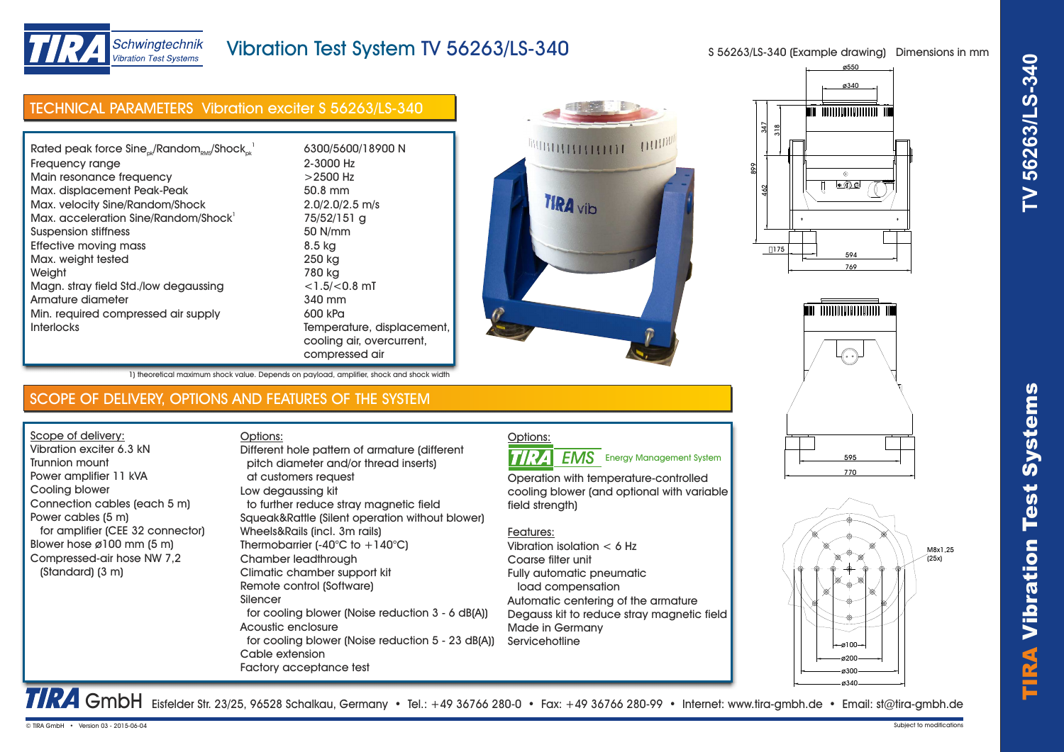# Vibration Test System TV 56263/LS-340

S 56263/LS-340 (Example drawing) Dimensions in mm

## TECHNICAL PARAMETERS Vibration exciter S 56263/LS-340

| | |
|---|---|
| Rated peak force $Sine_{pk}$/$Random_{RMS}$/$Shock_{pk}$[1] | 6300/5600/18900 N |
| Frequency range | 2-3000 Hz |
| Main resonance frequency | >2500 Hz |
| Max. displacement Peak-Peak | 50.8 mm |
| Max. velocity Sine/Random/Shock | 2.0/2.0/2.5 m/s |
| Max. acceleration Sine/Random/Shock[1] | 75/52/151 g |
| Suspension stiffness | 50 N/mm |
| Effective moving mass | 8.5 kg |
| Max. weight tested | 250 kg |
| Weight | 780 kg |
| Magn. stray field Std./low degaussing | <1.5/<0.8 mT |
| Armature diameter | 340 mm |
| Min. required compressed air supply | 600 kPa |
| Interlocks | Temperature, displacement, cooling air, overcurrent, compressed air |

1) theoretical maximum shock value. Depends on payload, amplifier, shock and shock width

## SCOPE OF DELIVERY, OPTIONS AND FEATURES OF THE SYSTEM

Scope of delivery:
- Vibration exciter 6.3 kN
- Trunnion mount
- Power amplifier 11 kVA
- Cooling blower
- Connection cables (each 5 m)
- Power cables (5 m) for amplifier (CEE 32 connector)
- Blower hose ø100 mm (5 m)
- Compressed-air hose NW 7,2 (Standard) (3 m)

Options:
- Different hole pattern of armature (different pitch diameter and/or thread inserts) at customers request
- Low degaussing kit to further reduce stray magnetic field
- Squeak&Rattle (Silent operation without blower)
- Wheels&Rails (incl. 3m rails)
- Thermobarrier (-40°C to +140°C)
- Chamber leadthrough
- Climatic chamber support kit
- Remote control (Software)
- Silencer for cooling blower (Noise reduction 3 - 6 dB(A))
- Acoustic enclosure for cooling blower (Noise reduction 5 - 23 dB(A))
- Cable extension
- Factory acceptance test

Options:

TIRA EMS Energy Management System

Operation with temperature-controlled cooling blower (and optional with variable field strength)

Features:
- Vibration isolation < 6 Hz
- Coarse filter unit
- Fully automatic pneumatic load compensation
- Automatic centering of the armature
- Degauss kit to reduce stray magnetic field
- Made in Germany
- Servicehotline

Drawing dimensions: ø550, ø340, 347, 318, 899, 462, 175, 594, 769, 595, 770, M8x1,25 (25x), ø100, ø200, ø300, ø340

TIRA GmbH Eisfelder Str. 23/25, 96528 Schalkau, Germany • Tel.: +49 36766 280-0 • Fax: +49 36766 280-99 • Internet: www.tira-gmbh.de • Email: st@tira-gmbh.de

© TIRA GmbH • Version 03 - 2015-06-04 Subject to modifications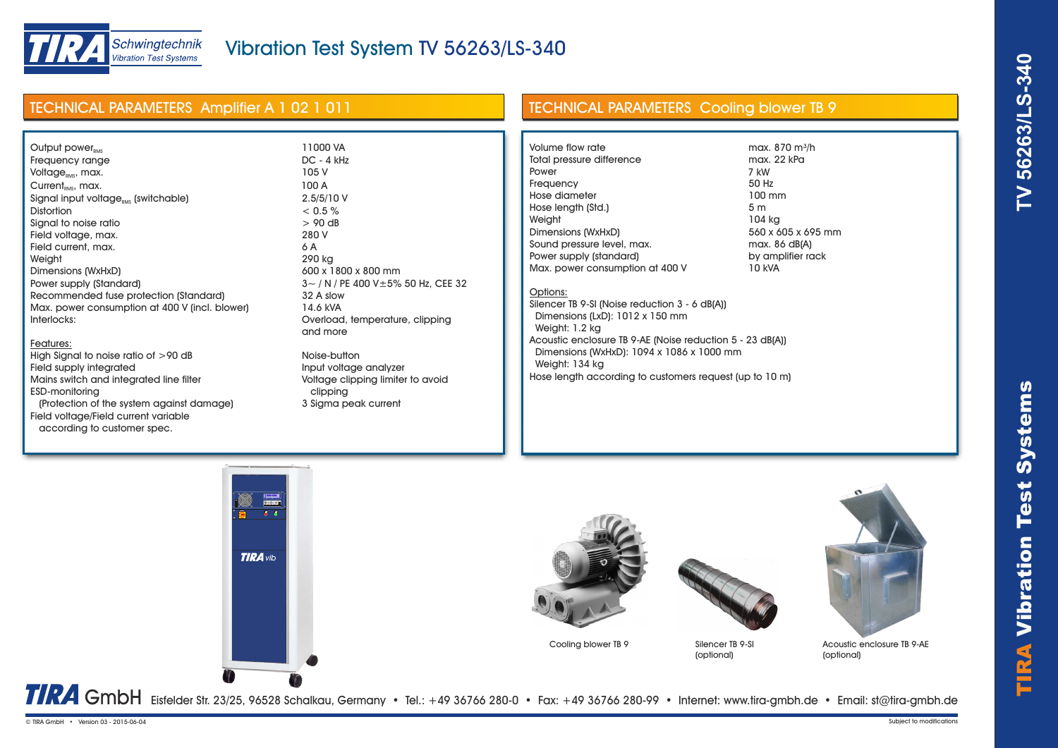# Vibration Test System TV 56263/LS-340

## TECHNICAL PARAMETERS Amplifier A 1 02 1 011

| | |
|---|---|
| Output power$_{RMS}$ | 11000 VA |
| Frequency range | DC - 4 kHz |
| Voltage$_{RMS}$, max. | 105 V |
| Current$_{RMS}$, max. | 100 A |
| Signal input voltage$_{RMS}$ (switchable) | 2.5/5/10 V |
| Distortion | < 0.5 % |
| Signal to noise ratio | > 90 dB |
| Field voltage, max. | 280 V |
| Field current, max. | 6 A |
| Weight | 290 kg |
| Dimensions (WxHxD) | 600 x 1800 x 800 mm |
| Power supply (Standard) | 3~ / N / PE 400 V±5% 50 Hz, CEE 32 |
| Recommended fuse protection (Standard) | 32 A slow |
| Max. power consumption at 400 V (incl. blower) | 14.6 kVA |
| Interlocks: | Overload, temperature, clipping and more |

Features:

- High Signal to noise ratio of >90 dB
- Field supply integrated
- Mains switch and integrated line filter
- ESD-monitoring (Protection of the system against damage)
- Field voltage/Field current variable according to customer spec.
- Noise-button
- Input voltage analyzer
- Voltage clipping limiter to avoid clipping
- 3 Sigma peak current

## TECHNICAL PARAMETERS Cooling blower TB 9

| | |
|---|---|
| Volume flow rate | max. 870 m³/h |
| Total pressure difference | max. 22 kPa |
| Power | 7 kW |
| Frequency | 50 Hz |
| Hose diameter | 100 mm |
| Hose length (Std.) | 5 m |
| Weight | 104 kg |
| Dimensions (WxHxD) | 560 x 605 x 695 mm |
| Sound pressure level, max. | max. 86 dB(A) |
| Power supply (standard) | by amplifier rack |
| Max. power consumption at 400 V | 10 kVA |

Options:

Silencer TB 9-SI (Noise reduction 3 - 6 dB(A))
 Dimensions (LxD): 1012 x 150 mm
 Weight: 1.2 kg
Acoustic enclosure TB 9-AE (Noise reduction 5 - 23 dB(A))
 Dimensions (WxHxD): 1094 x 1086 x 1000 mm
 Weight: 134 kg
Hose length according to customers request (up to 10 m)

Cooling blower TB 9

Silencer TB 9-SI (optional)

Acoustic enclosure TB 9-AE (optional)

TIRA GmbH Eisfelder Str. 23/25, 96528 Schalkau, Germany • Tel.: +49 36766 280-0 • Fax: +49 36766 280-99 • Internet: www.tira-gmbh.de • Email: st@tira-gmbh.de

© TIRA GmbH • Version 03 - 2015-06-04

Subject to modifications